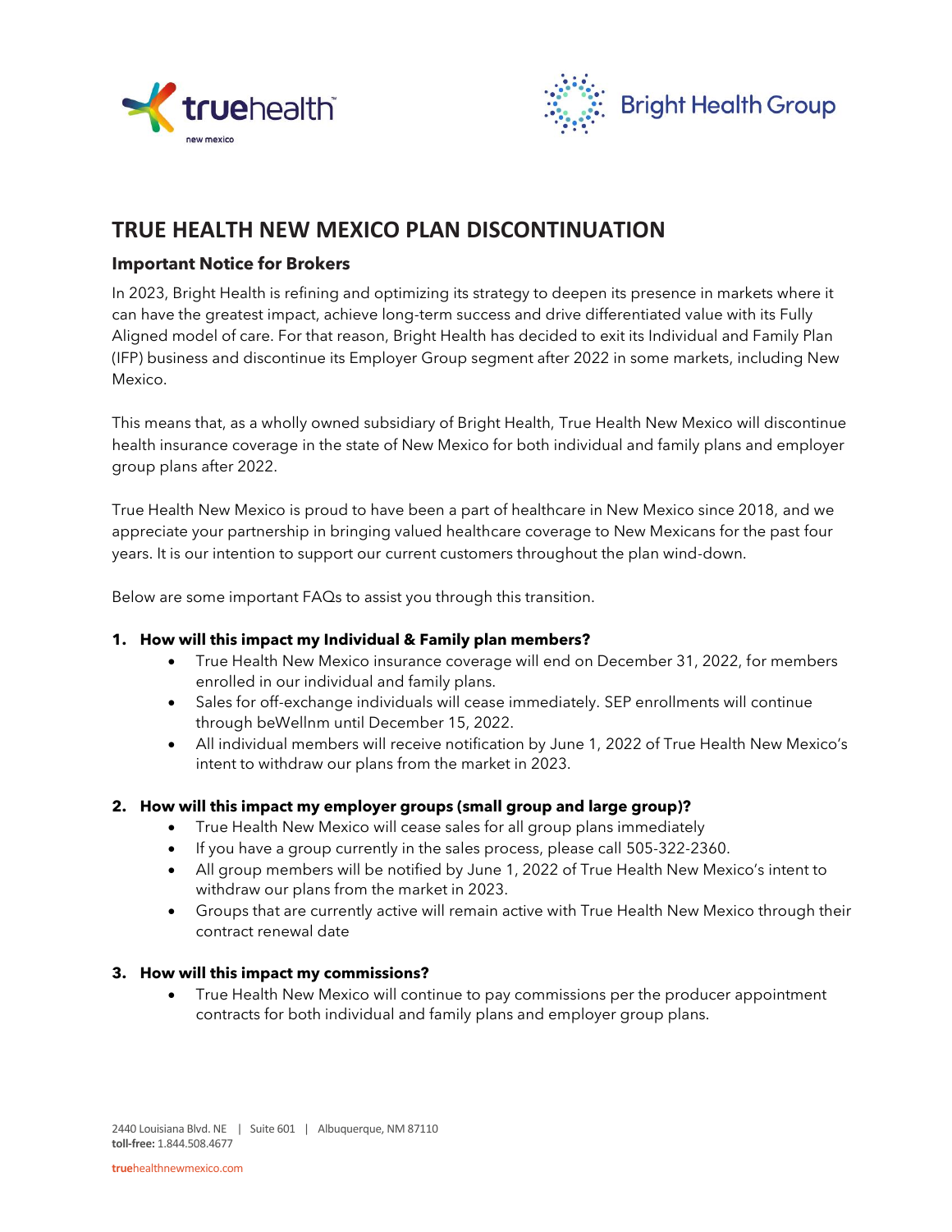# TRUE HEALTH NEW MEXICO PLAN DISCONTINUATION

## Important Notice for Brokers

In 2023, Bright Health is refining and optimizing its strategy to deepen its presence in markets where it can have the greatest impact, achieve long-term success and drive differentiated value with its Fully Aligned model of care. For that reason, Bright Health has decided to exit its Individual and Family Plan (IFP) business and discontinue its Employer Group segment after 2022 in some markets, including New Mexico.

This means that, as a wholly owned subsidiary of Bright Health, True Health New Mexico will discontinue health insurance coverage in the state of New Mexico for both individual and family plans and employer group plans after 2022.

True Health New Mexico is proud to have been a part of healthcare in New Mexico since 2018, and we appreciate your partnership in bringing valued healthcare coverage to New Mexicans for the past four years. It is our intention to support our current customers throughout the plan wind-down.

Below are some important FAQs to assist you through this transition.

1. **How will this impact my Individual & Family plan members?**
   - True Health New Mexico insurance coverage will end on December 31, 2022, for members enrolled in our individual and family plans.
   - Sales for off-exchange individuals will cease immediately. SEP enrollments will continue through beWellnm until December 15, 2022.
   - All individual members will receive notification by June 1, 2022 of True Health New Mexico's intent to withdraw our plans from the market in 2023.

2. **How will this impact my employer groups (small group and large group)?**
   - True Health New Mexico will cease sales for all group plans immediately
   - If you have a group currently in the sales process, please call 505-322-2360.
   - All group members will be notified by June 1, 2022 of True Health New Mexico's intent to withdraw our plans from the market in 2023.
   - Groups that are currently active will remain active with True Health New Mexico through their contract renewal date

3. **How will this impact my commissions?**
   - True Health New Mexico will continue to pay commissions per the producer appointment contracts for both individual and family plans and employer group plans.

2440 Louisiana Blvd. NE | Suite 601 | Albuquerque, NM 87110
**toll-free:** 1.844.508.4677

truehealthnewmexico.com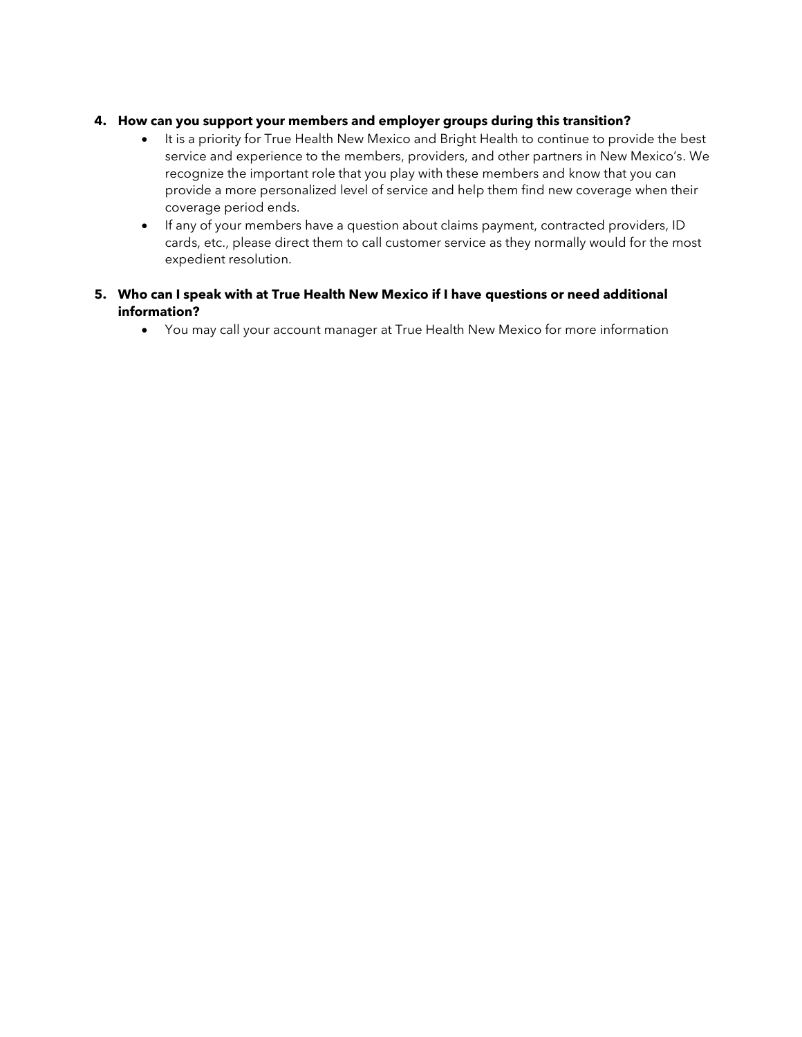4. **How can you support your members and employer groups during this transition?**
    - It is a priority for True Health New Mexico and Bright Health to continue to provide the best service and experience to the members, providers, and other partners in New Mexico's. We recognize the important role that you play with these members and know that you can provide a more personalized level of service and help them find new coverage when their coverage period ends.
    - If any of your members have a question about claims payment, contracted providers, ID cards, etc., please direct them to call customer service as they normally would for the most expedient resolution.

5. **Who can I speak with at True Health New Mexico if I have questions or need additional information?**
    - You may call your account manager at True Health New Mexico for more information